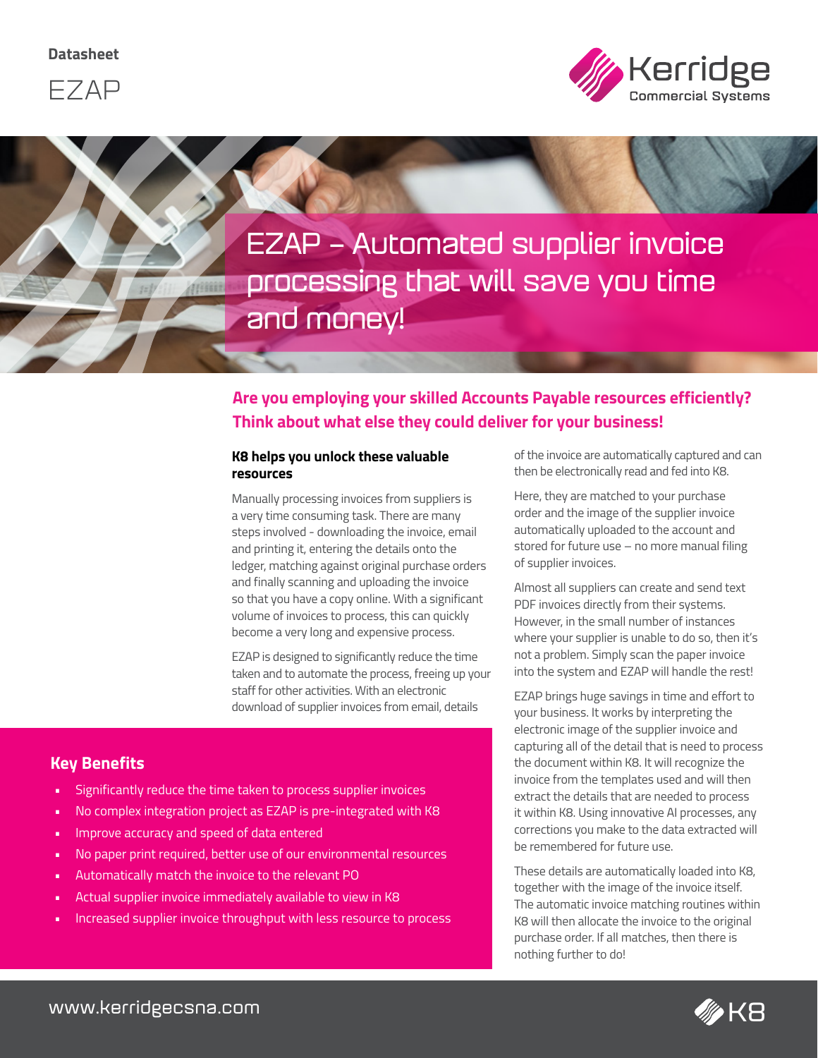Datasheet

# EZAP

## EZAP – Automated supplier invoice processing that will save you time and money!

**Are you employing your skilled Accounts Payable resources efficiently? Think about what else they could deliver for your business!**

### K8 helps you unlock these valuable resources

Manually processing invoices from suppliers is a very time consuming task. There are many steps involved - downloading the invoice, email and printing it, entering the details onto the ledger, matching against original purchase orders and finally scanning and uploading the invoice so that you have a copy online. With a significant volume of invoices to process, this can quickly become a very long and expensive process.

EZAP is designed to significantly reduce the time taken and to automate the process, freeing up your staff for other activities. With an electronic download of supplier invoices from email, details of the invoice are automatically captured and can then be electronically read and fed into K8.

Here, they are matched to your purchase order and the image of the supplier invoice automatically uploaded to the account and stored for future use – no more manual filing of supplier invoices.

Almost all suppliers can create and send text PDF invoices directly from their systems. However, in the small number of instances where your supplier is unable to do so, then it's not a problem. Simply scan the paper invoice into the system and EZAP will handle the rest!

EZAP brings huge savings in time and effort to your business. It works by interpreting the electronic image of the supplier invoice and capturing all of the detail that is need to process the document within K8. It will recognize the invoice from the templates used and will then extract the details that are needed to process it within K8. Using innovative AI processes, any corrections you make to the data extracted will be remembered for future use.

These details are automatically loaded into K8, together with the image of the invoice itself. The automatic invoice matching routines within K8 will then allocate the invoice to the original purchase order. If all matches, then there is nothing further to do!

### Key Benefits

- Significantly reduce the time taken to process supplier invoices
- No complex integration project as EZAP is pre-integrated with K8
- Improve accuracy and speed of data entered
- No paper print required, better use of our environmental resources
- Automatically match the invoice to the relevant PO
- Actual supplier invoice immediately available to view in K8
- Increased supplier invoice throughput with less resource to process

www.kerridgecsna.com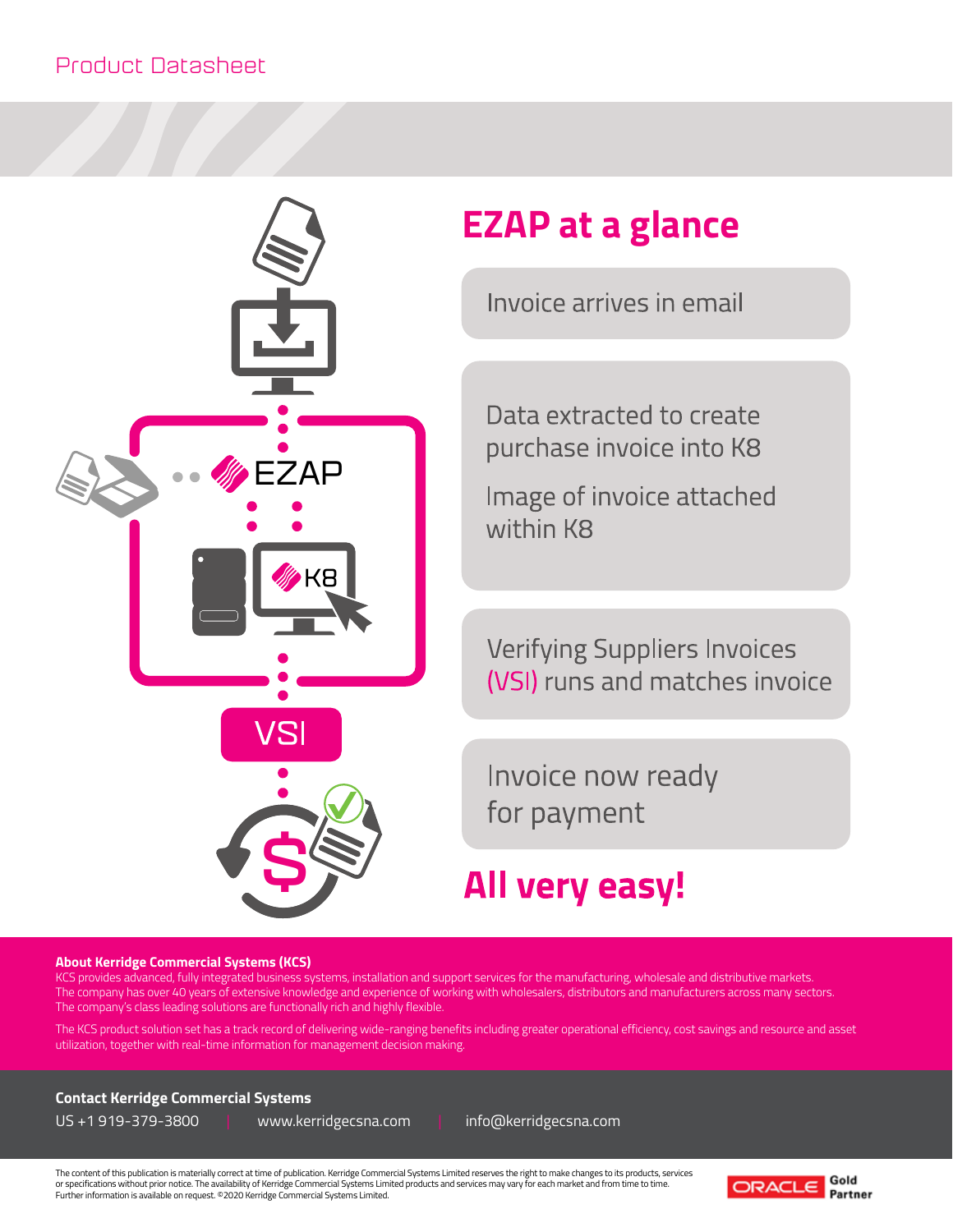Product Datasheet

EZAP

K8

VSI

# EZAP at a glance

Invoice arrives in email

Data extracted to create purchase invoice into K8

Image of invoice attached within K8

Verifying Suppliers Invoices (VSI) runs and matches invoice

Invoice now ready for payment

## All very easy!

**About Kerridge Commercial Systems (KCS)**

KCS provides advanced, fully integrated business systems, installation and support services for the manufacturing, wholesale and distributive markets. The company has over 40 years of extensive knowledge and experience of working with wholesalers, distributors and manufacturers across many sectors. The company's class leading solutions are functionally rich and highly flexible.

The KCS product solution set has a track record of delivering wide-ranging benefits including greater operational efficiency, cost savings and resource and asset utilization, together with real-time information for management decision making.

**Contact Kerridge Commercial Systems**

US +1 919-379-3800 | www.kerridgecsna.com | info@kerridgecsna.com

The content of this publication is materially correct at time of publication. Kerridge Commercial Systems Limited reserves the right to make changes to its products, services or specifications without prior notice. The availability of Kerridge Commercial Systems Limited products and services may vary for each market and from time to time. Further information is available on request. ©2020 Kerridge Commercial Systems Limited.

ORACLE Gold Partner